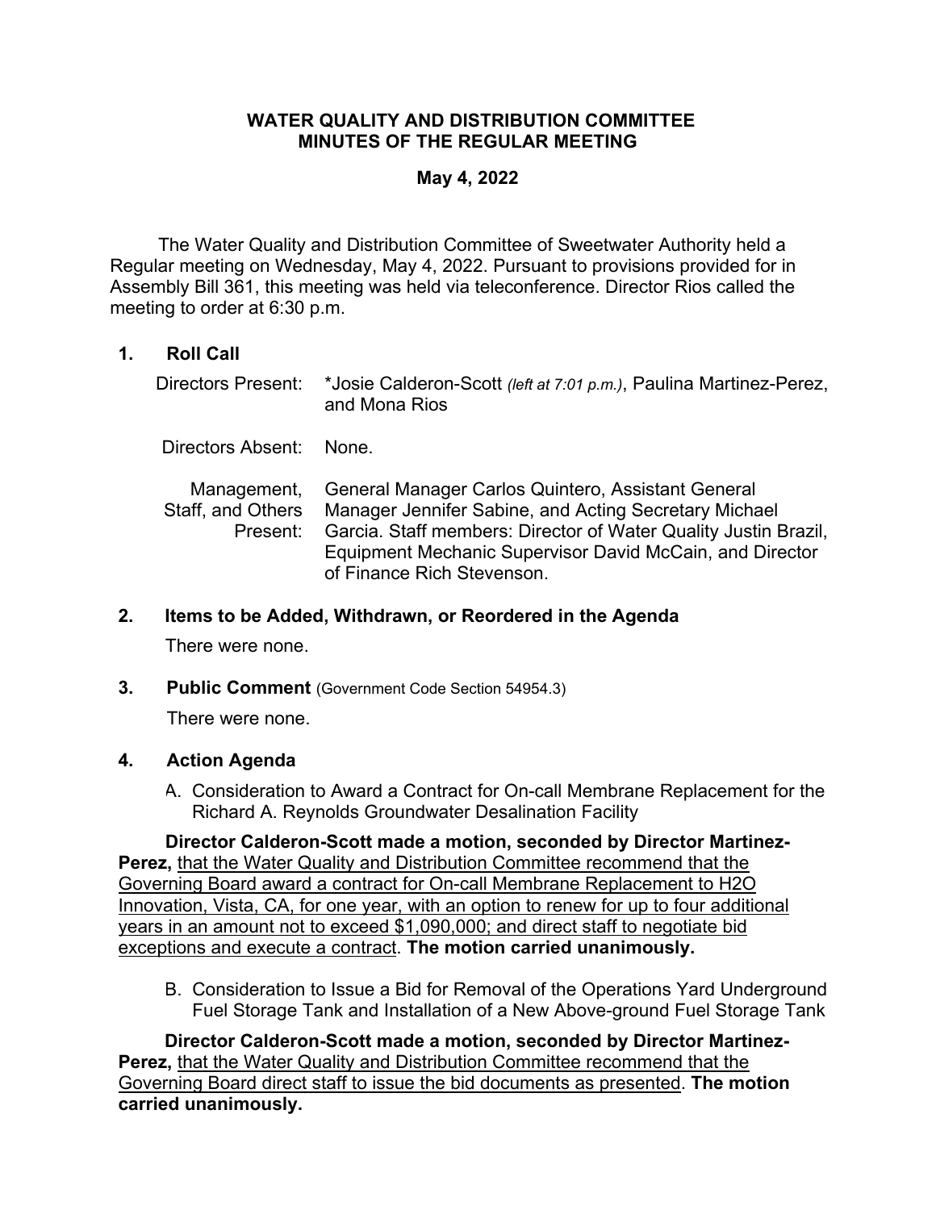**WATER QUALITY AND DISTRIBUTION COMMITTEE**
**MINUTES OF THE REGULAR MEETING**

**May 4, 2022**

The Water Quality and Distribution Committee of Sweetwater Authority held a Regular meeting on Wednesday, May 4, 2022. Pursuant to provisions provided for in Assembly Bill 361, this meeting was held via teleconference. Director Rios called the meeting to order at 6:30 p.m.

## 1. Roll Call

Directors Present: *Josie Calderon-Scott *(left at 7:01 p.m.)*, Paulina Martinez-Perez, and Mona Rios

Directors Absent: None.

Management, Staff, and Others Present: General Manager Carlos Quintero, Assistant General Manager Jennifer Sabine, and Acting Secretary Michael Garcia. Staff members: Director of Water Quality Justin Brazil, Equipment Mechanic Supervisor David McCain, and Director of Finance Rich Stevenson.

## 2. Items to be Added, Withdrawn, or Reordered in the Agenda

There were none.

## 3. Public Comment (Government Code Section 54954.3)

There were none.

## 4. Action Agenda

A. Consideration to Award a Contract for On-call Membrane Replacement for the Richard A. Reynolds Groundwater Desalination Facility

**Director Calderon-Scott made a motion, seconded by Director Martinez-Perez,** <u>that the Water Quality and Distribution Committee recommend that the Governing Board award a contract for On-call Membrane Replacement to H2O Innovation, Vista, CA, for one year, with an option to renew for up to four additional years in an amount not to exceed $1,090,000; and direct staff to negotiate bid exceptions and execute a contract</u>. **The motion carried unanimously.**

B. Consideration to Issue a Bid for Removal of the Operations Yard Underground Fuel Storage Tank and Installation of a New Above-ground Fuel Storage Tank

**Director Calderon-Scott made a motion, seconded by Director Martinez-Perez,** <u>that the Water Quality and Distribution Committee recommend that the Governing Board direct staff to issue the bid documents as presented</u>. **The motion carried unanimously.**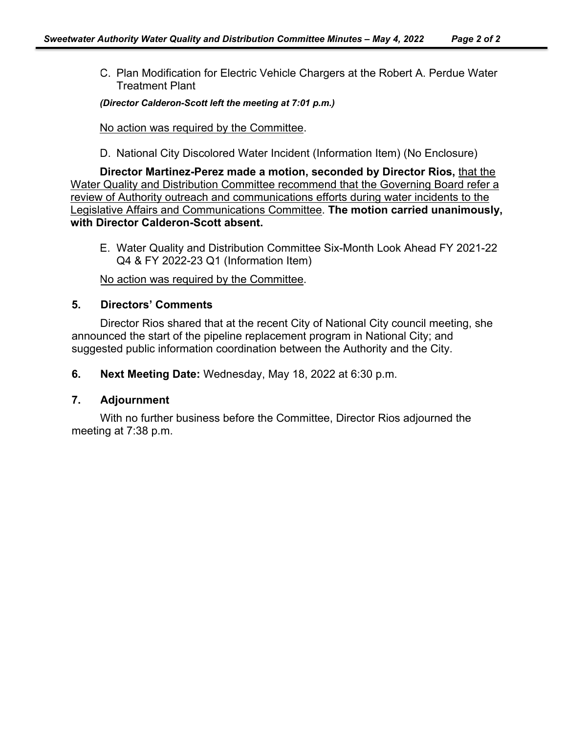C. Plan Modification for Electric Vehicle Chargers at the Robert A. Perdue Water Treatment Plant

***(Director Calderon-Scott left the meeting at 7:01 p.m.)***

No action was required by the Committee.

D. National City Discolored Water Incident (Information Item) (No Enclosure)

**Director Martinez-Perez made a motion, seconded by Director Rios,** that the Water Quality and Distribution Committee recommend that the Governing Board refer a review of Authority outreach and communications efforts during water incidents to the Legislative Affairs and Communications Committee. **The motion carried unanimously, with Director Calderon-Scott absent.**

E. Water Quality and Distribution Committee Six-Month Look Ahead FY 2021-22 Q4 & FY 2022-23 Q1 (Information Item)

No action was required by the Committee.

## 5. Directors' Comments

Director Rios shared that at the recent City of National City council meeting, she announced the start of the pipeline replacement program in National City; and suggested public information coordination between the Authority and the City.

## 6. Next Meeting Date: Wednesday, May 18, 2022 at 6:30 p.m.

## 7. Adjournment

With no further business before the Committee, Director Rios adjourned the meeting at 7:38 p.m.